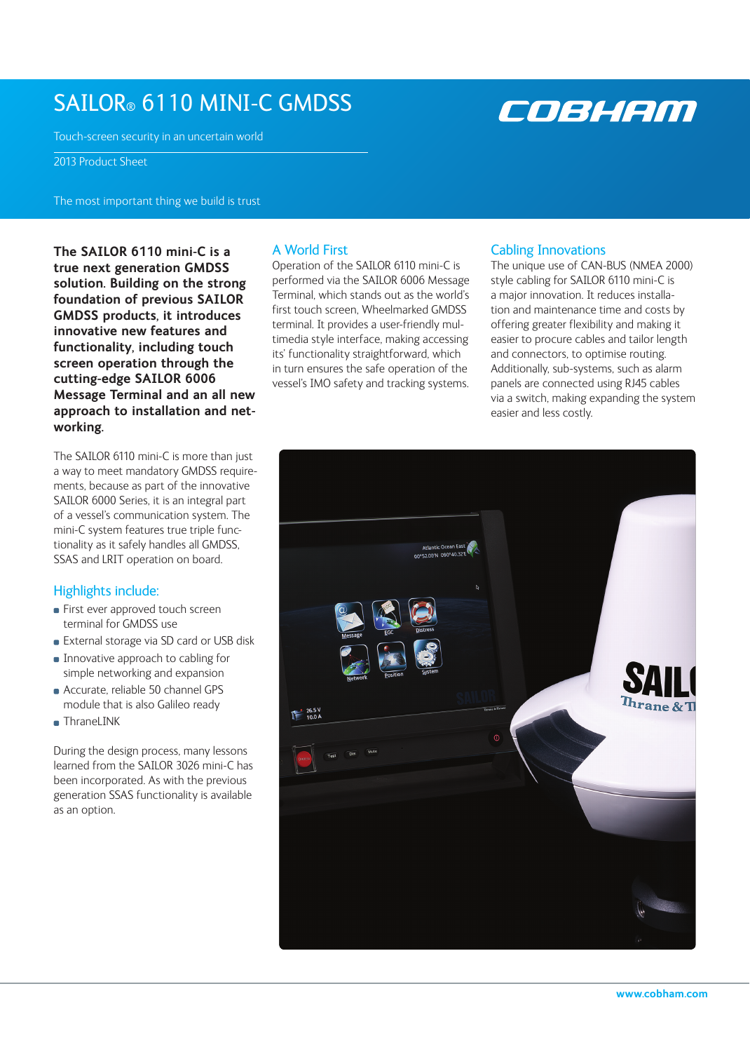# SAILOR® 6110 MINI-C GMDSS

Touch-screen security in an uncertain world

2013 Product Sheet

The most important thing we build is trust

**The SAILOR 6110 mini-C is a true next generation GMDSS solution. Building on the strong foundation of previous SAILOR GMDSS products, it introduces innovative new features and functionality, including touch screen operation through the cutting-edge SAILOR 6006 Message Terminal and an all new approach to installation and net-working.**

The SAILOR 6110 mini-C is more than just a way to meet mandatory GMDSS require-ments, because as part of the innovative SAILOR 6000 Series, it is an integral part of a vessel's communication system. The mini-C system features true triple func-tionality as it safely handles all GMDSS, SSAS and LRIT operation on board.

## Highlights include:

- First ever approved touch screen terminal for GMDSS use
- External storage via SD card or USB disk
- Innovative approach to cabling for simple networking and expansion
- Accurate, reliable 50 channel GPS module that is also Galileo ready
- ThraneLINK

During the design process, many lessons learned from the SAILOR 3026 mini-C has been incorporated. As with the previous generation SSAS functionality is available as an option.

## A World First

Operation of the SAILOR 6110 mini-C is performed via the SAILOR 6006 Message Terminal, which stands out as the world's first touch screen, Wheelmarked GMDSS terminal. It provides a user-friendly mul-timedia style interface, making accessing its' functionality straightforward, which in turn ensures the safe operation of the vessel's IMO safety and tracking systems.

## Cabling Innovations

The unique use of CAN-BUS (NMEA 2000) style cabling for SAILOR 6110 mini-C is a major innovation. It reduces installa-tion and maintenance time and costs by offering greater flexibility and making it easier to procure cables and tailor length and connectors, to optimise routing. Additionally, sub-systems, such as alarm panels are connected using RJ45 cables via a switch, making expanding the system easier and less costly.

www.cobham.com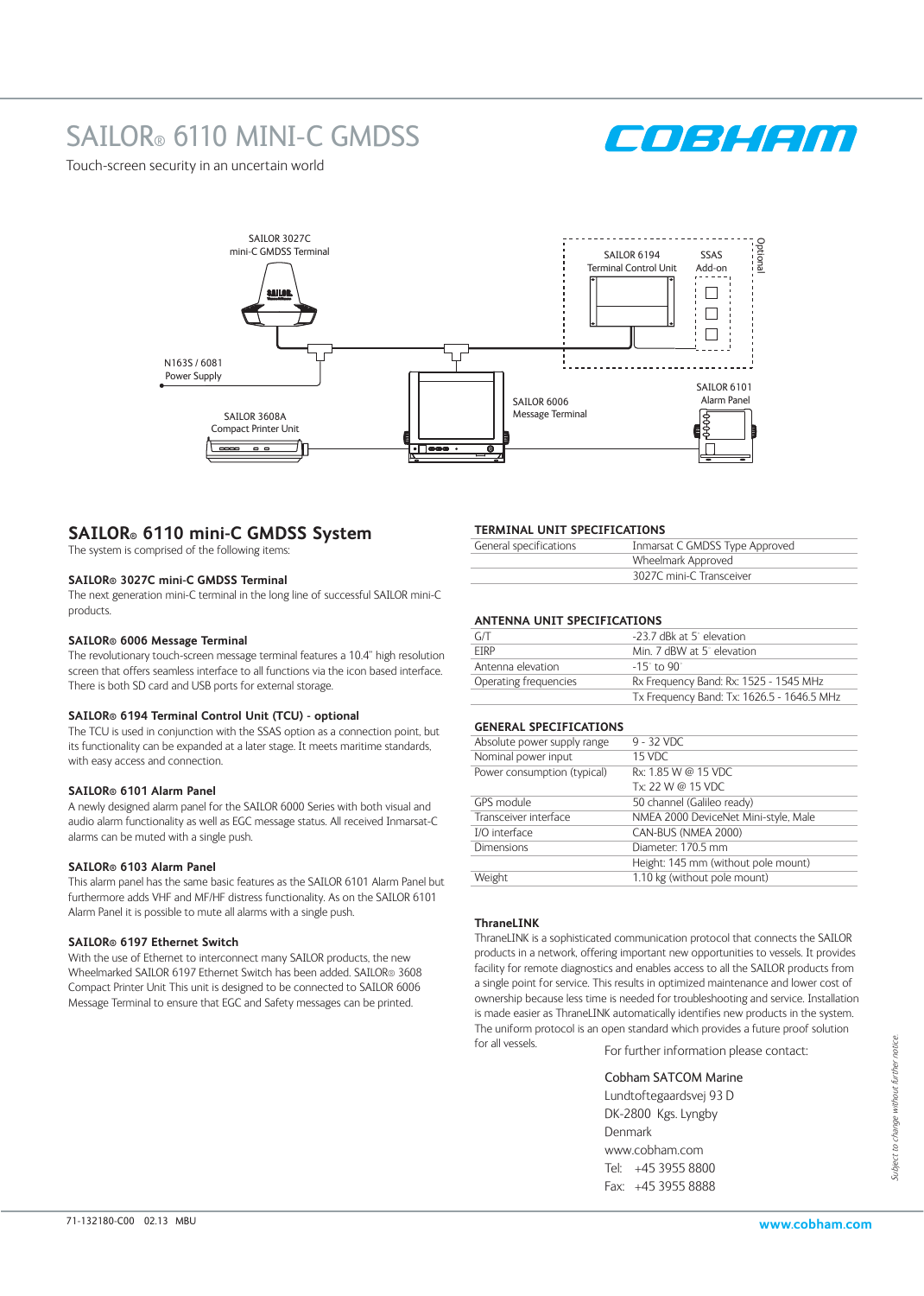# SAILOR® 6110 MINI-C GMDSS

Touch-screen security in an uncertain world

COBHAM

SAILOR 3027C
mini-C GMDSS Terminal

SAILOR 6194
Terminal Control Unit

SSAS
Add-on

Optional

N163S / 6081
Power Supply

SAILOR 6101
Alarm Panel

SAILOR 6006
Message Terminal

SAILOR 3608A
Compact Printer Unit

## SAILOR® 6110 mini-C GMDSS System

The system is comprised of the following items:

### SAILOR® 3027C mini-C GMDSS Terminal

The next generation mini-C terminal in the long line of successful SAILOR mini-C products.

### SAILOR® 6006 Message Terminal

The revolutionary touch-screen message terminal features a 10.4" high resolution screen that offers seamless interface to all functions via the icon based interface. There is both SD card and USB ports for external storage.

### SAILOR® 6194 Terminal Control Unit (TCU) - optional

The TCU is used in conjunction with the SSAS option as a connection point, but its functionality can be expanded at a later stage. It meets maritime standards, with easy access and connection.

### SAILOR® 6101 Alarm Panel

A newly designed alarm panel for the SAILOR 6000 Series with both visual and audio alarm functionality as well as EGC message status. All received Inmarsat-C alarms can be muted with a single push.

### SAILOR® 6103 Alarm Panel

This alarm panel has the same basic features as the SAILOR 6101 Alarm Panel but furthermore adds VHF and MF/HF distress functionality. As on the SAILOR 6101 Alarm Panel it is possible to mute all alarms with a single push.

### SAILOR® 6197 Ethernet Switch

With the use of Ethernet to interconnect many SAILOR products, the new Wheelmarked SAILOR 6197 Ethernet Switch has been added. SAILOR® 3608 Compact Printer Unit This unit is designed to be connected to SAILOR 6006 Message Terminal to ensure that EGC and Safety messages can be printed.

### TERMINAL UNIT SPECIFICATIONS

| | |
|---|---|
| General specifications | Inmarsat C GMDSS Type Approved |
| | Wheelmark Approved |
| | 3027C mini-C Transceiver |

### ANTENNA UNIT SPECIFICATIONS

| | |
|---|---|
| G/T | -23.7 dBk at 5° elevation |
| EIRP | Min. 7 dBW at 5° elevation |
| Antenna elevation | -15° to 90° |
| Operating frequencies | Rx Frequency Band: Rx: 1525 - 1545 MHz |
| | Tx Frequency Band: Tx: 1626.5 - 1646.5 MHz |

### GENERAL SPECIFICATIONS

| | |
|---|---|
| Absolute power supply range | 9 - 32 VDC |
| Nominal power input | 15 VDC |
| Power consumption (typical) | Rx: 1.85 W @ 15 VDC |
| | Tx: 22 W @ 15 VDC |
| GPS module | 50 channel (Galileo ready) |
| Transceiver interface | NMEA 2000 DeviceNet Mini-style, Male |
| I/O interface | CAN-BUS (NMEA 2000) |
| Dimensions | Diameter: 170.5 mm |
| | Height: 145 mm (without pole mount) |
| Weight | 1.10 kg (without pole mount) |

### ThraneLINK

ThraneLINK is a sophisticated communication protocol that connects the SAILOR products in a network, offering important new opportunities to vessels. It provides facility for remote diagnostics and enables access to all the SAILOR products from a single point for service. This results in optimized maintenance and lower cost of ownership because less time is needed for troubleshooting and service. Installation is made easier as ThraneLINK automatically identifies new products in the system. The uniform protocol is an open standard which provides a future proof solution for all vessels.

For further information please contact:

Cobham SATCOM Marine
Lundtoftegaardsvej 93 D
DK-2800 Kgs. Lyngby
Denmark
www.cobham.com
Tel: +45 3955 8800
Fax: +45 3955 8888

*Subject to change without further notice.*

71-132180-C00 02.13 MBU

www.cobham.com